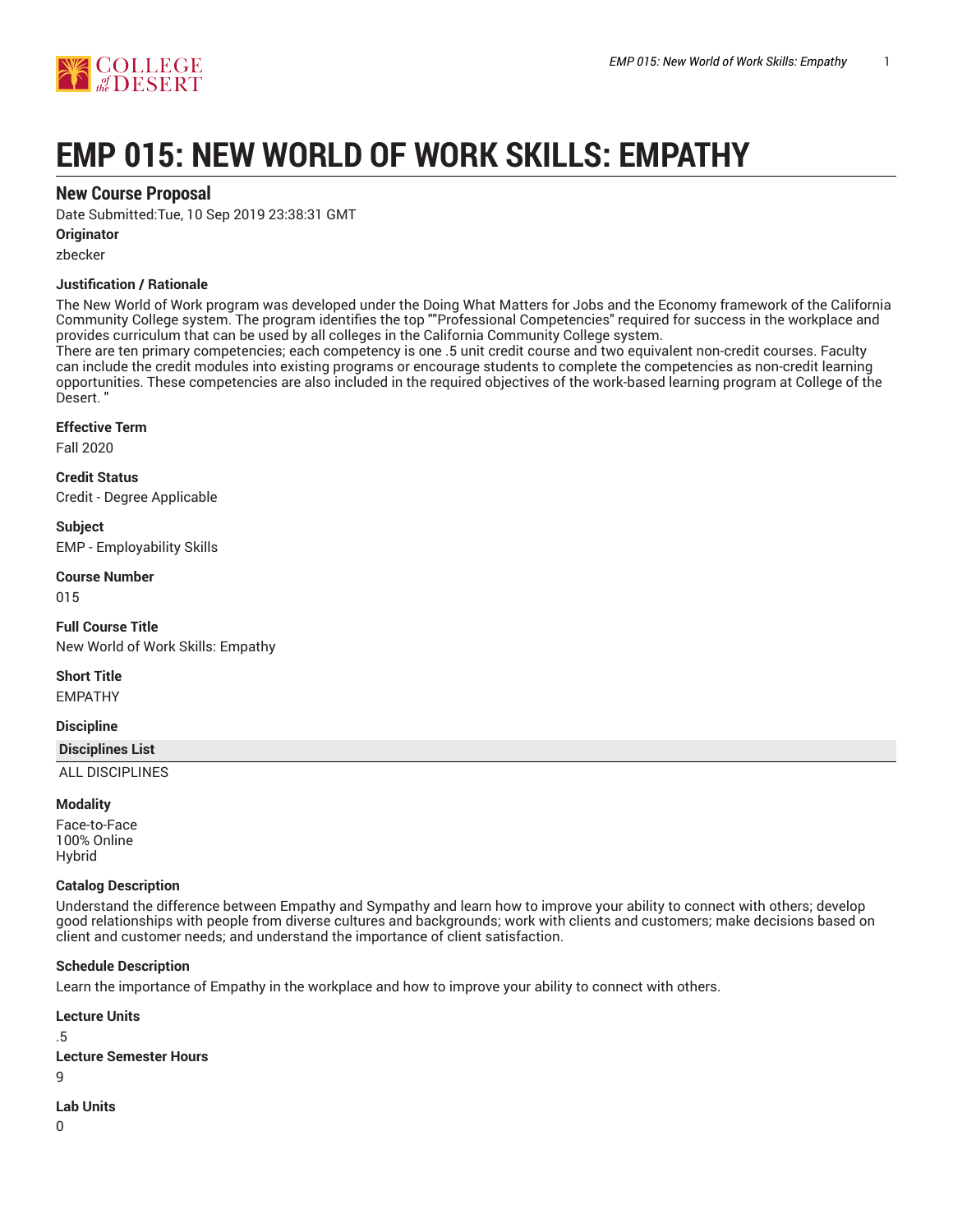# EMP 015: NEW WORLD OF WORK SKILLS: EMPATHY

## New Course Proposal

Date Submitted:Tue, 10 Sep 2019 23:38:31 GMT

**Originator**

zbecker

**Justification / Rationale**

The New World of Work program was developed under the Doing What Matters for Jobs and the Economy framework of the California Community College system. The program identifies the top ""Professional Competencies" required for success in the workplace and provides curriculum that can be used by all colleges in the California Community College system.
There are ten primary competencies; each competency is one .5 unit credit course and two equivalent non-credit courses. Faculty can include the credit modules into existing programs or encourage students to complete the competencies as non-credit learning opportunities. These competencies are also included in the required objectives of the work-based learning program at College of the Desert. "

**Effective Term**

Fall 2020

**Credit Status**

Credit - Degree Applicable

**Subject**

EMP - Employability Skills

**Course Number**

015

**Full Course Title**

New World of Work Skills: Empathy

**Short Title**

EMPATHY

**Discipline**

| Disciplines List |
|---|
| ALL DISCIPLINES |

**Modality**

Face-to-Face
100% Online
Hybrid

**Catalog Description**

Understand the difference between Empathy and Sympathy and learn how to improve your ability to connect with others; develop good relationships with people from diverse cultures and backgrounds; work with clients and customers; make decisions based on client and customer needs; and understand the importance of client satisfaction.

**Schedule Description**

Learn the importance of Empathy in the workplace and how to improve your ability to connect with others.

**Lecture Units**

.5

**Lecture Semester Hours**

9

**Lab Units**

0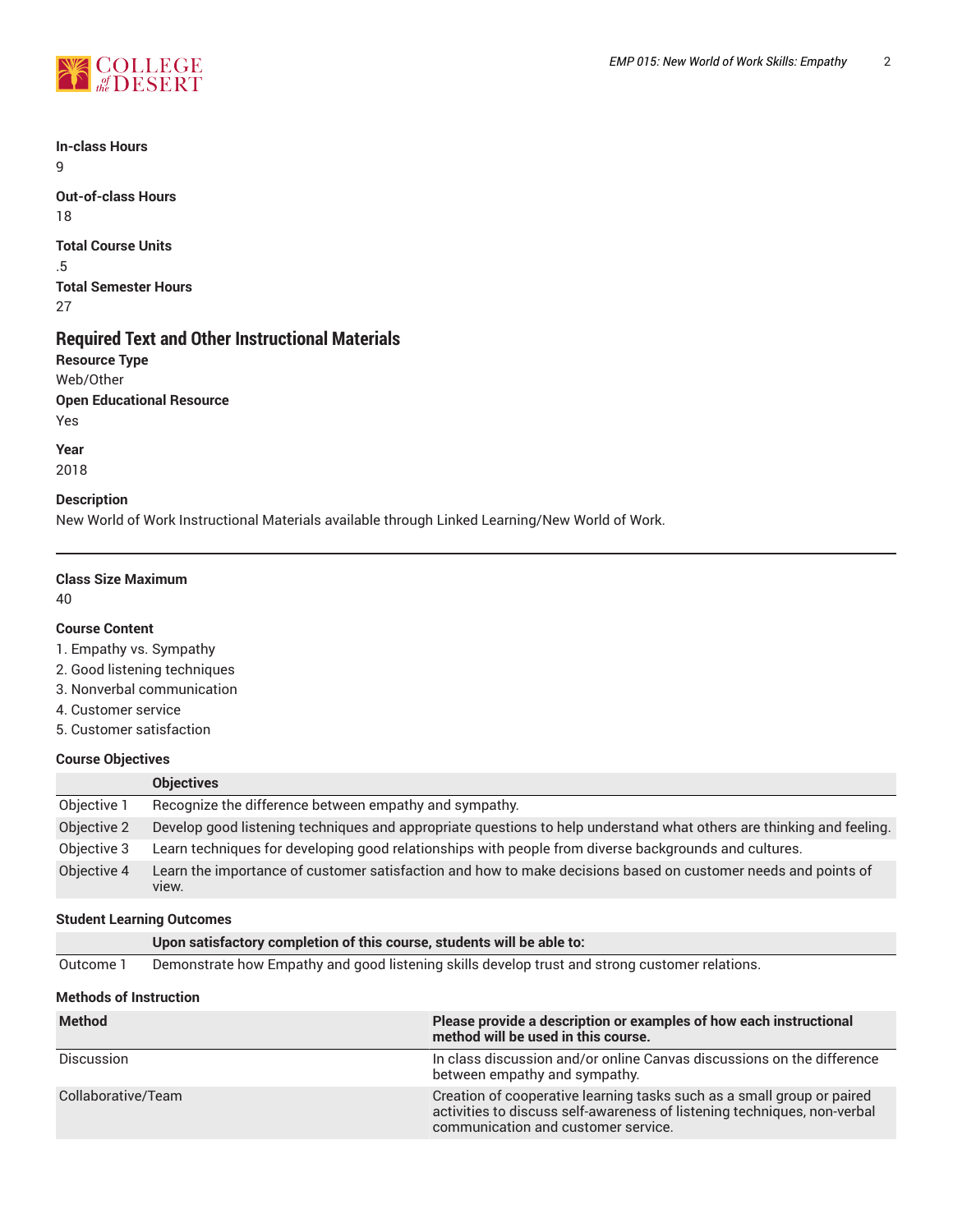**In-class Hours**
9

**Out-of-class Hours**
18

**Total Course Units**
.5

**Total Semester Hours**
27

## Required Text and Other Instructional Materials

**Resource Type**
Web/Other

**Open Educational Resource**
Yes

**Year**
2018

**Description**
New World of Work Instructional Materials available through Linked Learning/New World of Work.

---

**Class Size Maximum**
40

**Course Content**

1. Empathy vs. Sympathy
2. Good listening techniques
3. Nonverbal communication
4. Customer service
5. Customer satisfaction

**Course Objectives**

| | Objectives |
|---|---|
| Objective 1 | Recognize the difference between empathy and sympathy. |
| Objective 2 | Develop good listening techniques and appropriate questions to help understand what others are thinking and feeling. |
| Objective 3 | Learn techniques for developing good relationships with people from diverse backgrounds and cultures. |
| Objective 4 | Learn the importance of customer satisfaction and how to make decisions based on customer needs and points of view. |

**Student Learning Outcomes**

| | Upon satisfactory completion of this course, students will be able to: |
|---|---|
| Outcome 1 | Demonstrate how Empathy and good listening skills develop trust and strong customer relations. |

**Methods of Instruction**

| Method | Please provide a description or examples of how each instructional method will be used in this course. |
|---|---|
| Discussion | In class discussion and/or online Canvas discussions on the difference between empathy and sympathy. |
| Collaborative/Team | Creation of cooperative learning tasks such as a small group or paired activities to discuss self-awareness of listening techniques, non-verbal communication and customer service. |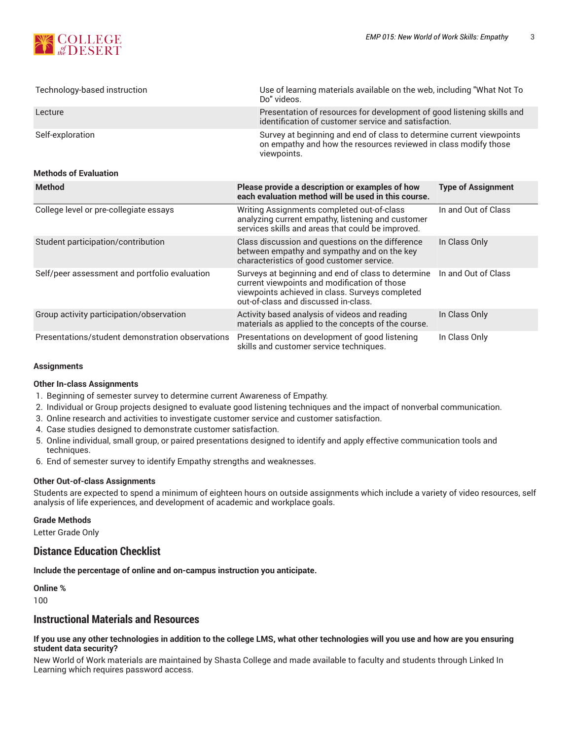| | |
|---|---|
| Technology-based instruction | Use of learning materials available on the web, including "What Not To Do" videos. |
| Lecture | Presentation of resources for development of good listening skills and identification of customer service and satisfaction. |
| Self-exploration | Survey at beginning and end of class to determine current viewpoints on empathy and how the resources reviewed in class modify those viewpoints. |

**Methods of Evaluation**

| Method | Please provide a description or examples of how each evaluation method will be used in this course. | Type of Assignment |
|---|---|---|
| College level or pre-collegiate essays | Writing Assignments completed out-of-class analyzing current empathy, listening and customer services skills and areas that could be improved. | In and Out of Class |
| Student participation/contribution | Class discussion and questions on the difference between empathy and sympathy and on the key characteristics of good customer service. | In Class Only |
| Self/peer assessment and portfolio evaluation | Surveys at beginning and end of class to determine current viewpoints and modification of those viewpoints achieved in class. Surveys completed out-of-class and discussed in-class. | In and Out of Class |
| Group activity participation/observation | Activity based analysis of videos and reading materials as applied to the concepts of the course. | In Class Only |
| Presentations/student demonstration observations | Presentations on development of good listening skills and customer service techniques. | In Class Only |

**Assignments**

**Other In-class Assignments**

1. Beginning of semester survey to determine current Awareness of Empathy.
2. Individual or Group projects designed to evaluate good listening techniques and the impact of nonverbal communication.
3. Online research and activities to investigate customer service and customer satisfaction.
4. Case studies designed to demonstrate customer satisfaction.
5. Online individual, small group, or paired presentations designed to identify and apply effective communication tools and techniques.
6. End of semester survey to identify Empathy strengths and weaknesses.

**Other Out-of-class Assignments**

Students are expected to spend a minimum of eighteen hours on outside assignments which include a variety of video resources, self analysis of life experiences, and development of academic and workplace goals.

**Grade Methods**

Letter Grade Only

## Distance Education Checklist

**Include the percentage of online and on-campus instruction you anticipate.**

**Online %**

100

## Instructional Materials and Resources

**If you use any other technologies in addition to the college LMS, what other technologies will you use and how are you ensuring student data security?**

New World of Work materials are maintained by Shasta College and made available to faculty and students through Linked In Learning which requires password access.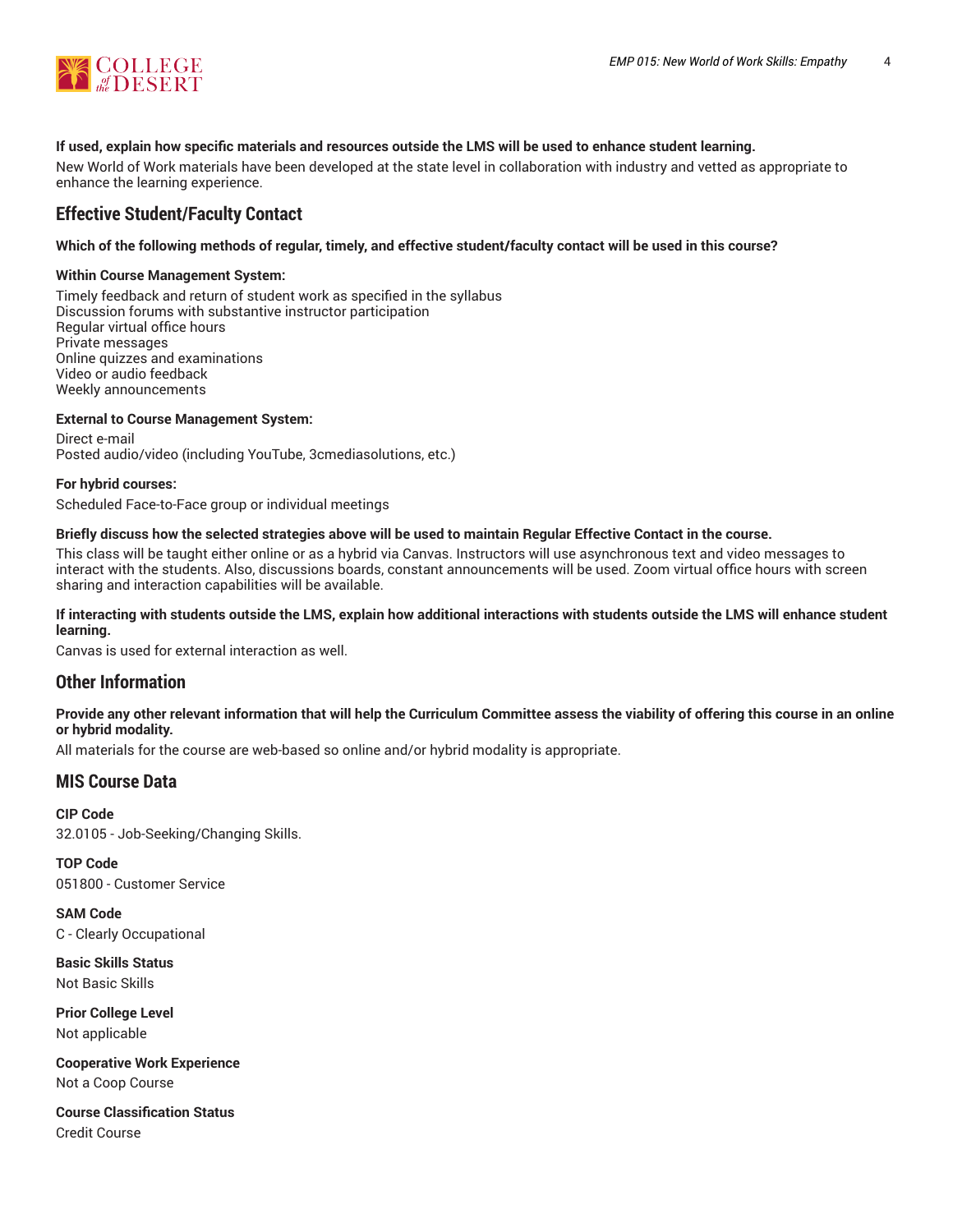**If used, explain how specific materials and resources outside the LMS will be used to enhance student learning.**

New World of Work materials have been developed at the state level in collaboration with industry and vetted as appropriate to enhance the learning experience.

## Effective Student/Faculty Contact

**Which of the following methods of regular, timely, and effective student/faculty contact will be used in this course?**

**Within Course Management System:**

Timely feedback and return of student work as specified in the syllabus
Discussion forums with substantive instructor participation
Regular virtual office hours
Private messages
Online quizzes and examinations
Video or audio feedback
Weekly announcements

**External to Course Management System:**

Direct e-mail
Posted audio/video (including YouTube, 3cmediasolutions, etc.)

**For hybrid courses:**

Scheduled Face-to-Face group or individual meetings

**Briefly discuss how the selected strategies above will be used to maintain Regular Effective Contact in the course.**

This class will be taught either online or as a hybrid via Canvas. Instructors will use asynchronous text and video messages to interact with the students. Also, discussions boards, constant announcements will be used. Zoom virtual office hours with screen sharing and interaction capabilities will be available.

**If interacting with students outside the LMS, explain how additional interactions with students outside the LMS will enhance student learning.**

Canvas is used for external interaction as well.

## Other Information

**Provide any other relevant information that will help the Curriculum Committee assess the viability of offering this course in an online or hybrid modality.**

All materials for the course are web-based so online and/or hybrid modality is appropriate.

## MIS Course Data

**CIP Code**
32.0105 - Job-Seeking/Changing Skills.

**TOP Code**
051800 - Customer Service

**SAM Code**
C - Clearly Occupational

**Basic Skills Status**
Not Basic Skills

**Prior College Level**
Not applicable

**Cooperative Work Experience**
Not a Coop Course

**Course Classification Status**
Credit Course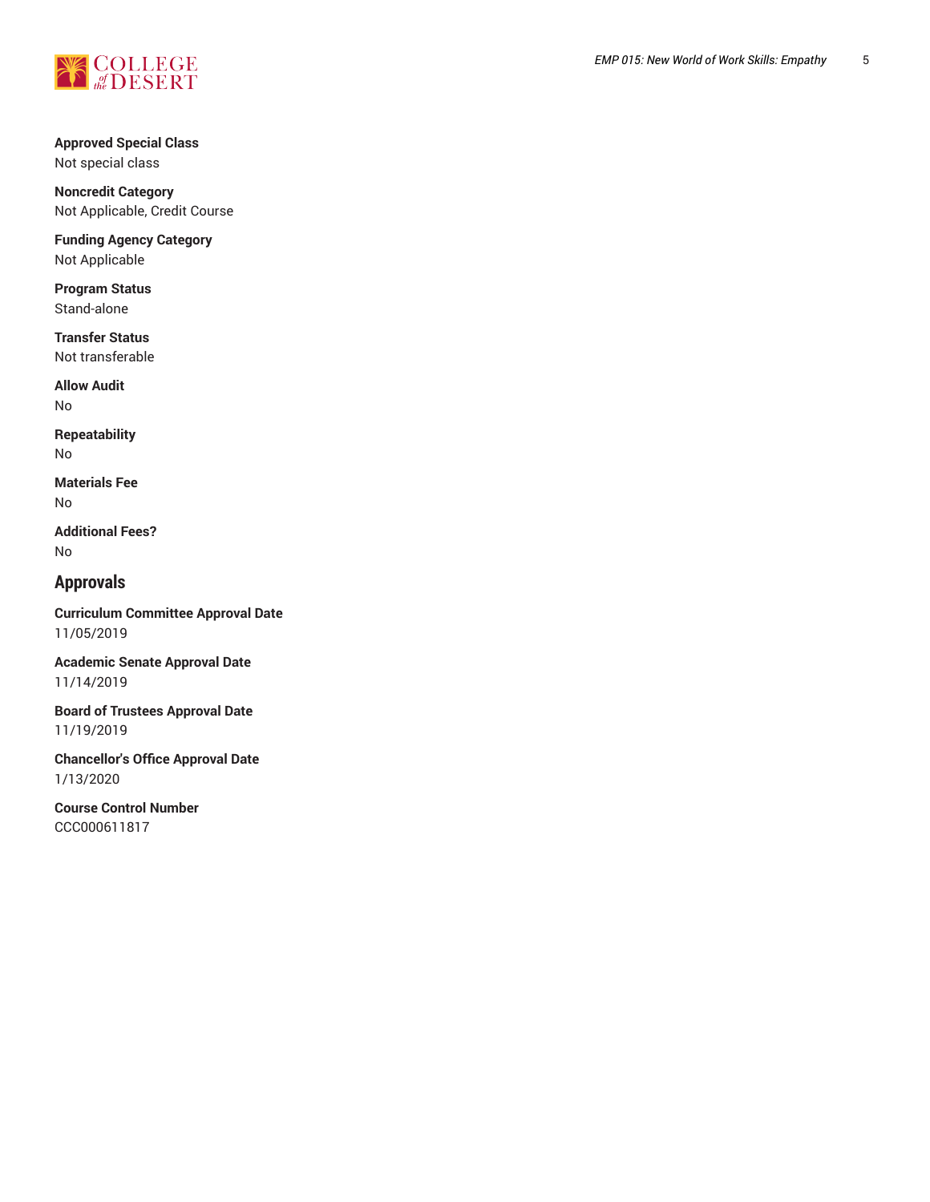**Approved Special Class**
Not special class

**Noncredit Category**
Not Applicable, Credit Course

**Funding Agency Category**
Not Applicable

**Program Status**
Stand-alone

**Transfer Status**
Not transferable

**Allow Audit**
No

**Repeatability**
No

**Materials Fee**
No

**Additional Fees?**
No

## Approvals

**Curriculum Committee Approval Date**
11/05/2019

**Academic Senate Approval Date**
11/14/2019

**Board of Trustees Approval Date**
11/19/2019

**Chancellor's Office Approval Date**
1/13/2020

**Course Control Number**
CCC000611817